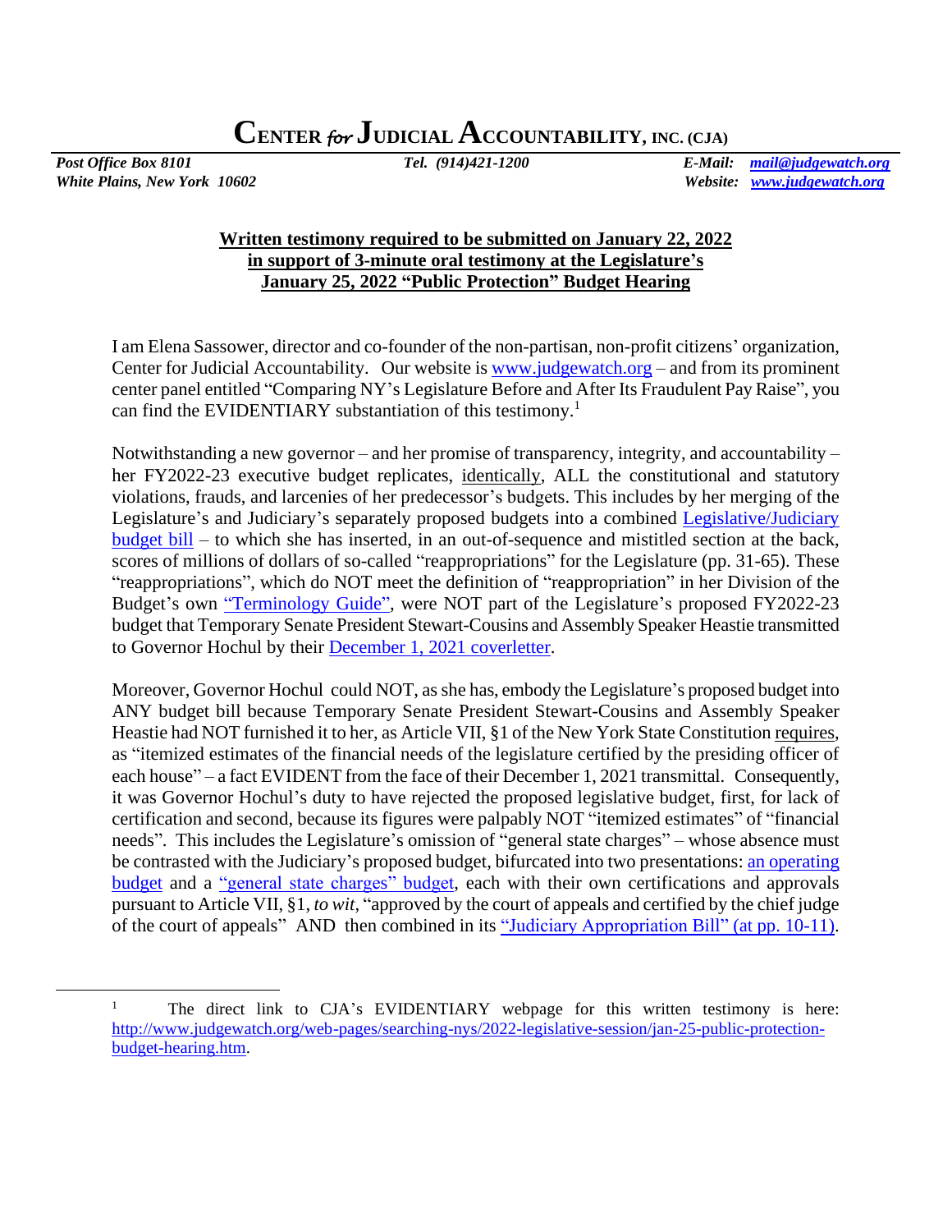# CENTER *for* JUDICIAL ACCOUNTABILITY, INC. (CJA)

***Post Office Box 8101*** — ***Tel. (914)421-1200*** — ***E-Mail: mail@judgewatch.org***
***White Plains, New York 10602*** — ***Website: www.judgewatch.org***

**Written testimony required to be submitted on January 22, 2022**
**in support of 3-minute oral testimony at the Legislature's**
**January 25, 2022 "Public Protection" Budget Hearing**

I am Elena Sassower, director and co-founder of the non-partisan, non-profit citizens' organization, Center for Judicial Accountability. Our website is www.judgewatch.org – and from its prominent center panel entitled "Comparing NY's Legislature Before and After Its Fraudulent Pay Raise", you can find the EVIDENTIARY substantiation of this testimony.[1]

Notwithstanding a new governor – and her promise of transparency, integrity, and accountability – her FY2022-23 executive budget replicates, identically, ALL the constitutional and statutory violations, frauds, and larcenies of her predecessor's budgets. This includes by her merging of the Legislature's and Judiciary's separately proposed budgets into a combined Legislative/Judiciary budget bill – to which she has inserted, in an out-of-sequence and mistitled section at the back, scores of millions of dollars of so-called "reappropriations" for the Legislature (pp. 31-65). These "reappropriations", which do NOT meet the definition of "reappropriation" in her Division of the Budget's own "Terminology Guide", were NOT part of the Legislature's proposed FY2022-23 budget that Temporary Senate President Stewart-Cousins and Assembly Speaker Heastie transmitted to Governor Hochul by their December 1, 2021 coverletter.

Moreover, Governor Hochul could NOT, as she has, embody the Legislature's proposed budget into ANY budget bill because Temporary Senate President Stewart-Cousins and Assembly Speaker Heastie had NOT furnished it to her, as Article VII, §1 of the New York State Constitution requires, as "itemized estimates of the financial needs of the legislature certified by the presiding officer of each house" – a fact EVIDENT from the face of their December 1, 2021 transmittal. Consequently, it was Governor Hochul's duty to have rejected the proposed legislative budget, first, for lack of certification and second, because its figures were palpably NOT "itemized estimates" of "financial needs". This includes the Legislature's omission of "general state charges" – whose absence must be contrasted with the Judiciary's proposed budget, bifurcated into two presentations: an operating budget and a "general state charges" budget, each with their own certifications and approvals pursuant to Article VII, §1, *to wit*, "approved by the court of appeals and certified by the chief judge of the court of appeals" AND then combined in its "Judiciary Appropriation Bill" (at pp. 10-11).

---

[1] The direct link to CJA's EVIDENTIARY webpage for this written testimony is here: http://www.judgewatch.org/web-pages/searching-nys/2022-legislative-session/jan-25-public-protection-budget-hearing.htm.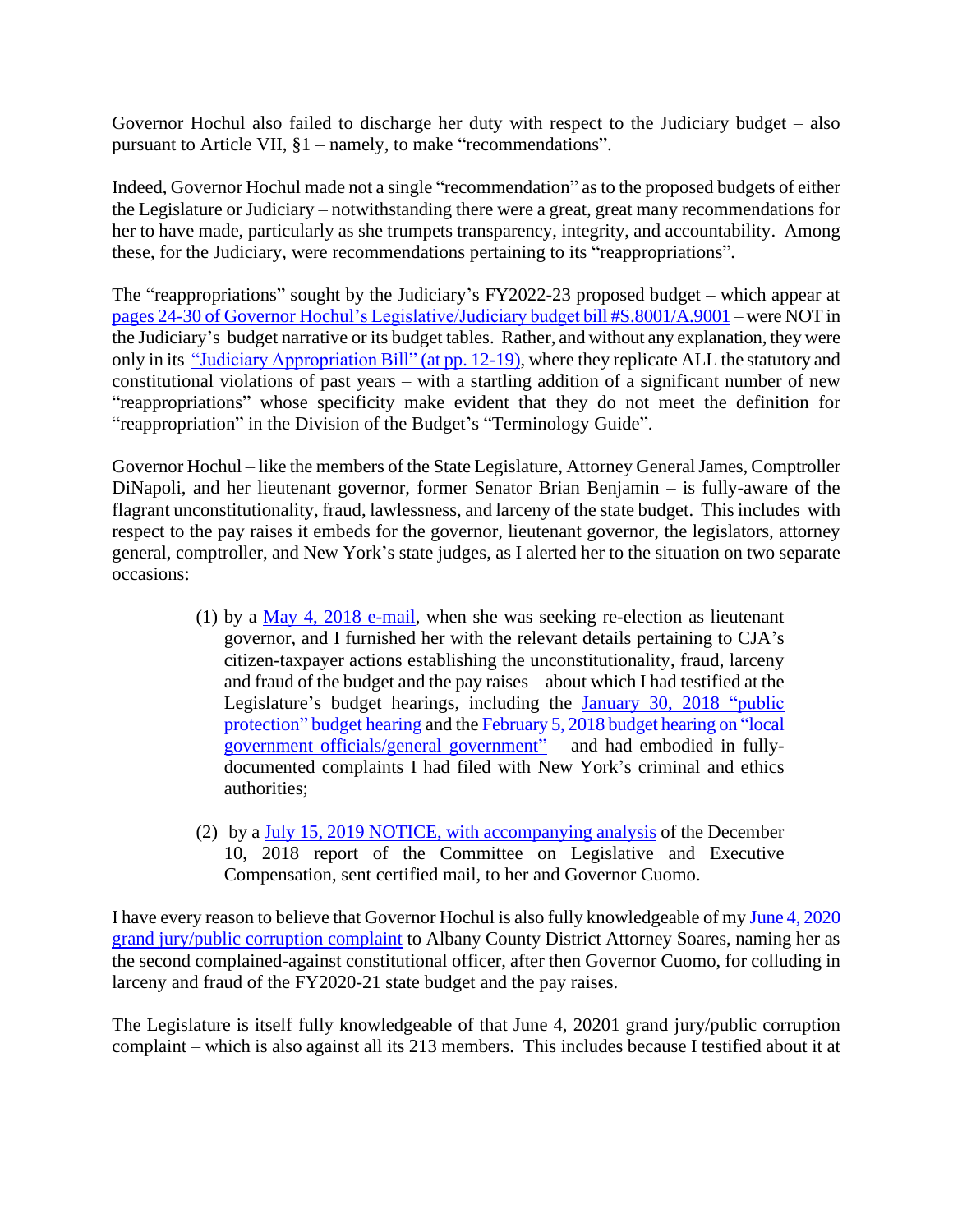Governor Hochul also failed to discharge her duty with respect to the Judiciary budget – also pursuant to Article VII, §1 – namely, to make "recommendations".

Indeed, Governor Hochul made not a single "recommendation" as to the proposed budgets of either the Legislature or Judiciary – notwithstanding there were a great, great many recommendations for her to have made, particularly as she trumpets transparency, integrity, and accountability. Among these, for the Judiciary, were recommendations pertaining to its "reappropriations".

The "reappropriations" sought by the Judiciary's FY2022-23 proposed budget – which appear at pages 24-30 of Governor Hochul's Legislative/Judiciary budget bill #S.8001/A.9001 – were NOT in the Judiciary's budget narrative or its budget tables. Rather, and without any explanation, they were only in its "Judiciary Appropriation Bill" (at pp. 12-19), where they replicate ALL the statutory and constitutional violations of past years – with a startling addition of a significant number of new "reappropriations" whose specificity make evident that they do not meet the definition for "reappropriation" in the Division of the Budget's "Terminology Guide".

Governor Hochul – like the members of the State Legislature, Attorney General James, Comptroller DiNapoli, and her lieutenant governor, former Senator Brian Benjamin – is fully-aware of the flagrant unconstitutionality, fraud, lawlessness, and larceny of the state budget. This includes with respect to the pay raises it embeds for the governor, lieutenant governor, the legislators, attorney general, comptroller, and New York's state judges, as I alerted her to the situation on two separate occasions:

(1) by a May 4, 2018 e-mail, when she was seeking re-election as lieutenant governor, and I furnished her with the relevant details pertaining to CJA's citizen-taxpayer actions establishing the unconstitutionality, fraud, larceny and fraud of the budget and the pay raises – about which I had testified at the Legislature's budget hearings, including the January 30, 2018 "public protection" budget hearing and the February 5, 2018 budget hearing on "local government officials/general government" – and had embodied in fully-documented complaints I had filed with New York's criminal and ethics authorities;

(2) by a July 15, 2019 NOTICE, with accompanying analysis of the December 10, 2018 report of the Committee on Legislative and Executive Compensation, sent certified mail, to her and Governor Cuomo.

I have every reason to believe that Governor Hochul is also fully knowledgeable of my June 4, 2020 grand jury/public corruption complaint to Albany County District Attorney Soares, naming her as the second complained-against constitutional officer, after then Governor Cuomo, for colluding in larceny and fraud of the FY2020-21 state budget and the pay raises.

The Legislature is itself fully knowledgeable of that June 4, 20201 grand jury/public corruption complaint – which is also against all its 213 members. This includes because I testified about it at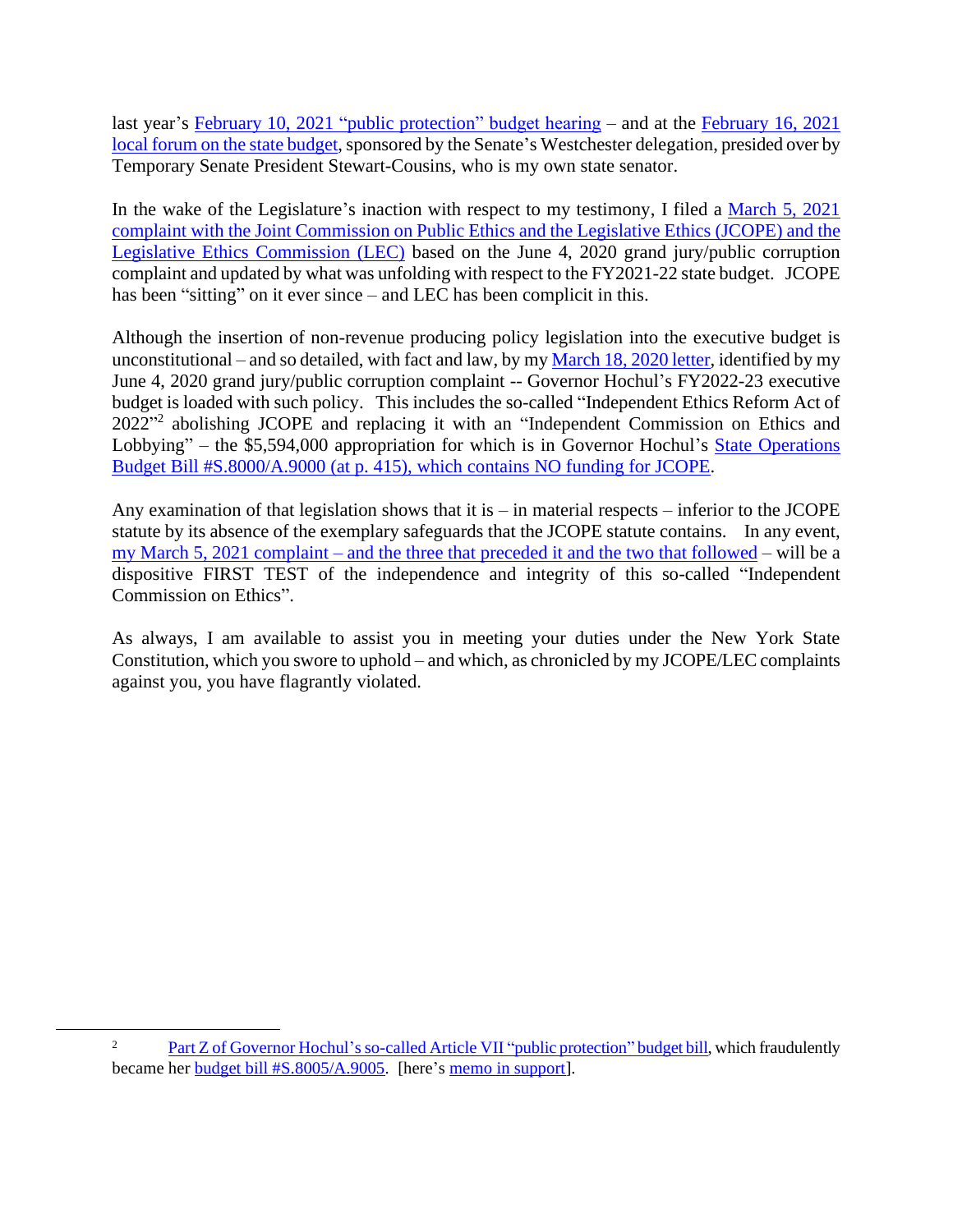last year's February 10, 2021 "public protection" budget hearing – and at the February 16, 2021 local forum on the state budget, sponsored by the Senate's Westchester delegation, presided over by Temporary Senate President Stewart-Cousins, who is my own state senator.

In the wake of the Legislature's inaction with respect to my testimony, I filed a March 5, 2021 complaint with the Joint Commission on Public Ethics and the Legislative Ethics (JCOPE) and the Legislative Ethics Commission (LEC) based on the June 4, 2020 grand jury/public corruption complaint and updated by what was unfolding with respect to the FY2021-22 state budget. JCOPE has been "sitting" on it ever since – and LEC has been complicit in this.

Although the insertion of non-revenue producing policy legislation into the executive budget is unconstitutional – and so detailed, with fact and law, by my March 18, 2020 letter, identified by my June 4, 2020 grand jury/public corruption complaint -- Governor Hochul's FY2022-23 executive budget is loaded with such policy. This includes the so-called "Independent Ethics Reform Act of 2022"[2] abolishing JCOPE and replacing it with an "Independent Commission on Ethics and Lobbying" – the $5,594,000 appropriation for which is in Governor Hochul's State Operations Budget Bill #S.8000/A.9000 (at p. 415), which contains NO funding for JCOPE.

Any examination of that legislation shows that it is – in material respects – inferior to the JCOPE statute by its absence of the exemplary safeguards that the JCOPE statute contains. In any event, my March 5, 2021 complaint – and the three that preceded it and the two that followed – will be a dispositive FIRST TEST of the independence and integrity of this so-called "Independent Commission on Ethics".

As always, I am available to assist you in meeting your duties under the New York State Constitution, which you swore to uphold – and which, as chronicled by my JCOPE/LEC complaints against you, you have flagrantly violated.

---

[2] Part Z of Governor Hochul's so-called Article VII "public protection" budget bill, which fraudulently became her budget bill #S.8005/A.9005. [here's memo in support].